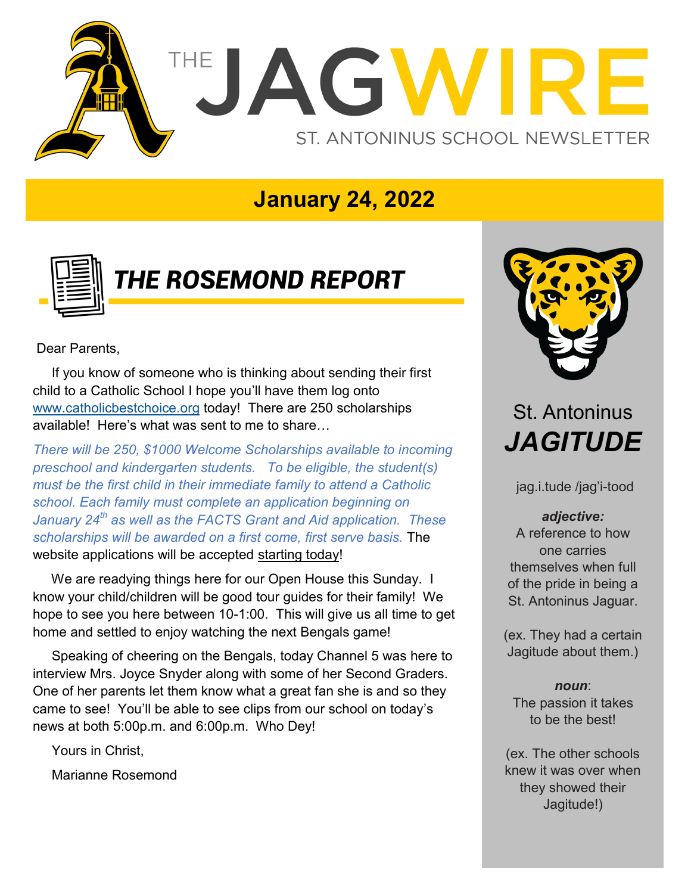# THE JAGWIRE

ST. ANTONINUS SCHOOL NEWSLETTER

## January 24, 2022

## THE ROSEMOND REPORT

Dear Parents,

If you know of someone who is thinking about sending their first child to a Catholic School I hope you'll have them log onto www.catholicbestchoice.org today! There are 250 scholarships available! Here's what was sent to me to share…

*There will be 250, $1000 Welcome Scholarships available to incoming preschool and kindergarten students. To be eligible, the student(s) must be the first child in their immediate family to attend a Catholic school. Each family must complete an application beginning on January 24th as well as the FACTS Grant and Aid application. These scholarships will be awarded on a first come, first serve basis.* The website applications will be accepted starting today!

We are readying things here for our Open House this Sunday. I know your child/children will be good tour guides for their family! We hope to see you here between 10-1:00. This will give us all time to get home and settled to enjoy watching the next Bengals game!

Speaking of cheering on the Bengals, today Channel 5 was here to interview Mrs. Joyce Snyder along with some of her Second Graders. One of her parents let them know what a great fan she is and so they came to see! You'll be able to see clips from our school on today's news at both 5:00p.m. and 6:00p.m. Who Dey!

Yours in Christ,

Marianne Rosemond

---

St. Antoninus
## *JAGITUDE*

jag.i.tude /jag'i-tood

***adjective:***
A reference to how one carries themselves when full of the pride in being a St. Antoninus Jaguar.

(ex. They had a certain Jagitude about them.)

***noun***:
The passion it takes to be the best!

(ex. The other schools knew it was over when they showed their Jagitude!)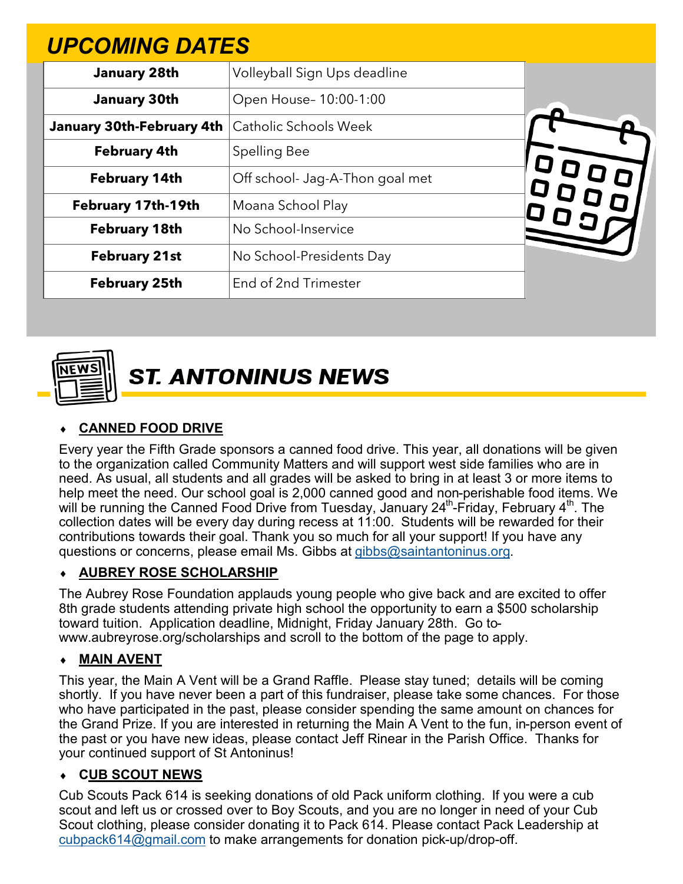## UPCOMING DATES

| | |
|---|---|
| **January 28th** | Volleyball Sign Ups deadline |
| **January 30th** | Open House- 10:00-1:00 |
| **January 30th-February 4th** | Catholic Schools Week |
| **February 4th** | Spelling Bee |
| **February 14th** | Off school- Jag-A-Thon goal met |
| **February 17th-19th** | Moana School Play |
| **February 18th** | No School-Inservice |
| **February 21st** | No School-Presidents Day |
| **February 25th** | End of 2nd Trimester |

## ST. ANTONINUS NEWS

- **CANNED FOOD DRIVE**

Every year the Fifth Grade sponsors a canned food drive. This year, all donations will be given to the organization called Community Matters and will support west side families who are in need. As usual, all students and all grades will be asked to bring in at least 3 or more items to help meet the need. Our school goal is 2,000 canned good and non-perishable food items. We will be running the Canned Food Drive from Tuesday, January 24th-Friday, February 4th. The collection dates will be every day during recess at 11:00. Students will be rewarded for their contributions towards their goal. Thank you so much for all your support! If you have any questions or concerns, please email Ms. Gibbs at gibbs@saintantoninus.org.

- **AUBREY ROSE SCHOLARSHIP**

The Aubrey Rose Foundation applauds young people who give back and are excited to offer 8th grade students attending private high school the opportunity to earn a $500 scholarship toward tuition. Application deadline, Midnight, Friday January 28th. Go to- www.aubreyrose.org/scholarships and scroll to the bottom of the page to apply.

- **MAIN AVENT**

This year, the Main A Vent will be a Grand Raffle. Please stay tuned; details will be coming shortly. If you have never been a part of this fundraiser, please take some chances. For those who have participated in the past, please consider spending the same amount on chances for the Grand Prize. If you are interested in returning the Main A Vent to the fun, in-person event of the past or you have new ideas, please contact Jeff Rinear in the Parish Office. Thanks for your continued support of St Antoninus!

- **CUB SCOUT NEWS**

Cub Scouts Pack 614 is seeking donations of old Pack uniform clothing. If you were a cub scout and left us or crossed over to Boy Scouts, and you are no longer in need of your Cub Scout clothing, please consider donating it to Pack 614. Please contact Pack Leadership at cubpack614@gmail.com to make arrangements for donation pick-up/drop-off.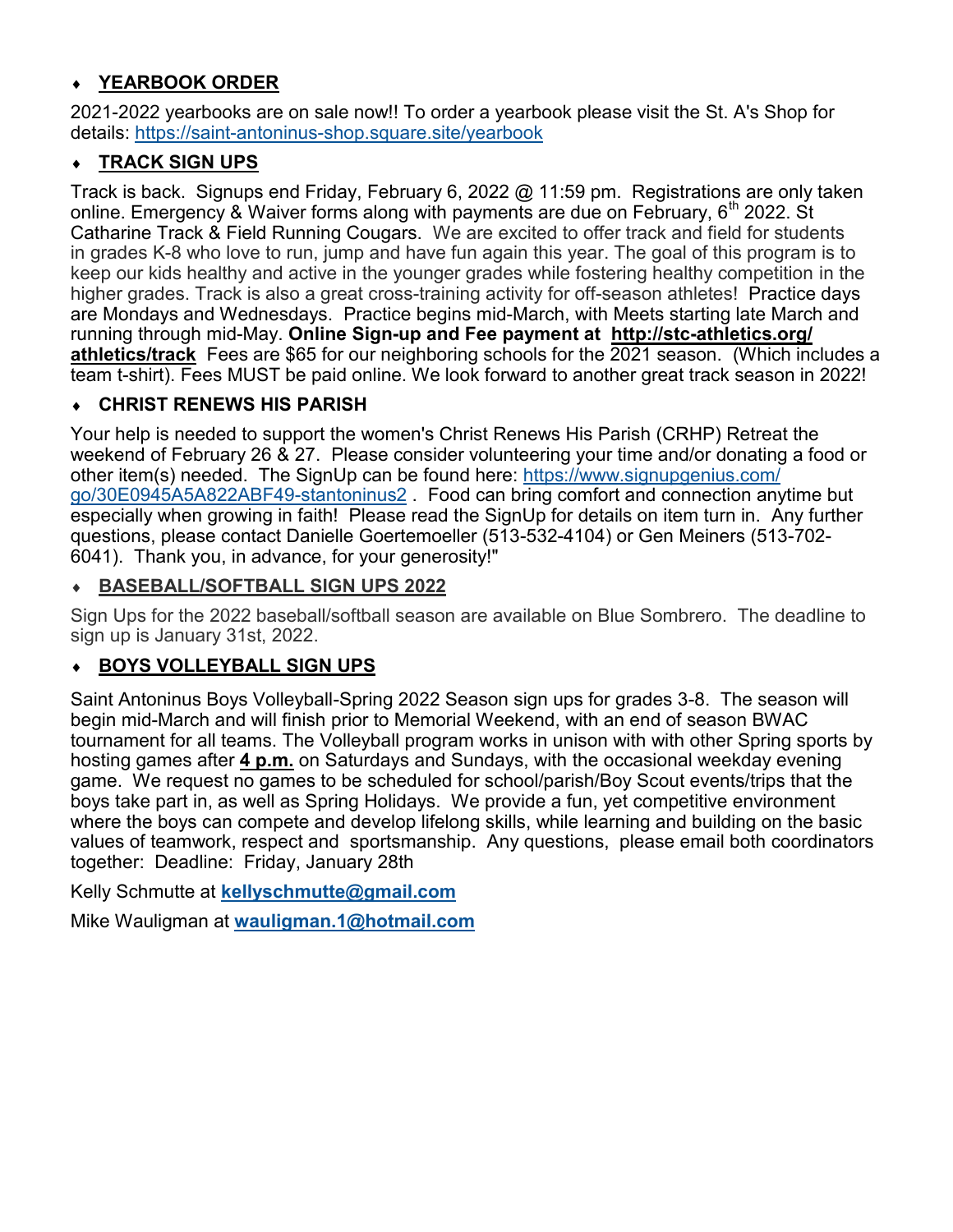- **YEARBOOK ORDER**

2021-2022 yearbooks are on sale now!! To order a yearbook please visit the St. A's Shop for details: https://saint-antoninus-shop.square.site/yearbook

- **TRACK SIGN UPS**

Track is back. Signups end Friday, February 6, 2022 @ 11:59 pm. Registrations are only taken online. Emergency & Waiver forms along with payments are due on February, 6th 2022. St Catharine Track & Field Running Cougars. We are excited to offer track and field for students in grades K-8 who love to run, jump and have fun again this year. The goal of this program is to keep our kids healthy and active in the younger grades while fostering healthy competition in the higher grades. Track is also a great cross-training activity for off-season athletes! Practice days are Mondays and Wednesdays. Practice begins mid-March, with Meets starting late March and running through mid-May. **Online Sign-up and Fee payment at http://stc-athletics.org/athletics/track** Fees are $65 for our neighboring schools for the 2021 season. (Which includes a team t-shirt). Fees MUST be paid online. We look forward to another great track season in 2022!

- **CHRIST RENEWS HIS PARISH**

Your help is needed to support the women's Christ Renews His Parish (CRHP) Retreat the weekend of February 26 & 27. Please consider volunteering your time and/or donating a food or other item(s) needed. The SignUp can be found here: https://www.signupgenius.com/go/30E0945A5A822ABF49-stantoninus2 . Food can bring comfort and connection anytime but especially when growing in faith! Please read the SignUp for details on item turn in. Any further questions, please contact Danielle Goertemoeller (513-532-4104) or Gen Meiners (513-702-6041). Thank you, in advance, for your generosity!"

- **BASEBALL/SOFTBALL SIGN UPS 2022**

Sign Ups for the 2022 baseball/softball season are available on Blue Sombrero. The deadline to sign up is January 31st, 2022.

- **BOYS VOLLEYBALL SIGN UPS**

Saint Antoninus Boys Volleyball-Spring 2022 Season sign ups for grades 3-8. The season will begin mid-March and will finish prior to Memorial Weekend, with an end of season BWAC tournament for all teams. The Volleyball program works in unison with with other Spring sports by hosting games after **4 p.m.** on Saturdays and Sundays, with the occasional weekday evening game. We request no games to be scheduled for school/parish/Boy Scout events/trips that the boys take part in, as well as Spring Holidays. We provide a fun, yet competitive environment where the boys can compete and develop lifelong skills, while learning and building on the basic values of teamwork, respect and sportsmanship. Any questions, please email both coordinators together: Deadline: Friday, January 28th

Kelly Schmutte at **kellyschmutte@gmail.com**

Mike Wauligman at **wauligman.1@hotmail.com**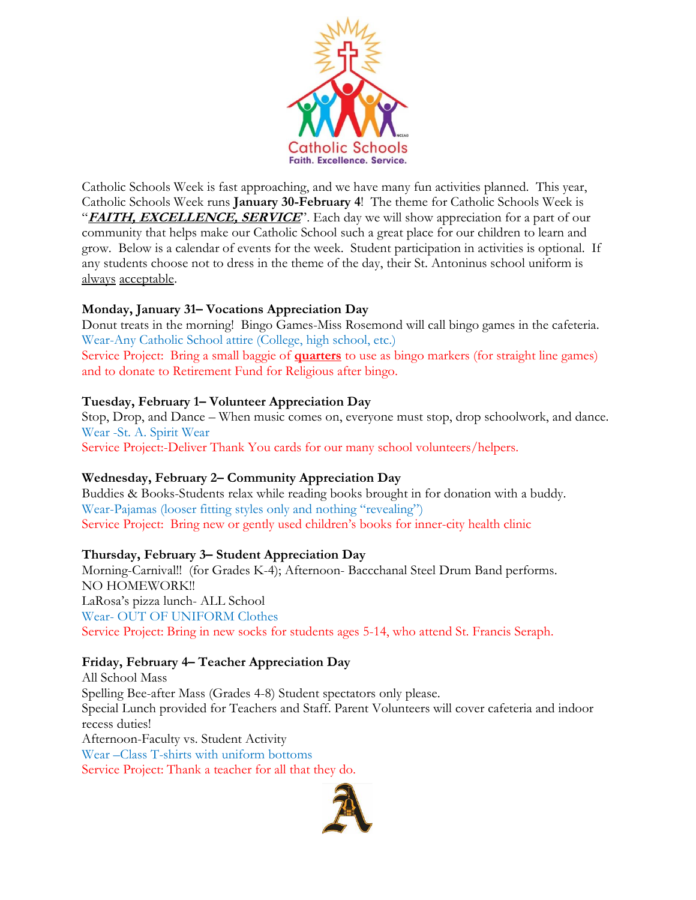Catholic Schools
Faith. Excellence. Service.

Catholic Schools Week is fast approaching, and we have many fun activities planned. This year, Catholic Schools Week runs **January 30-February 4**! The theme for Catholic Schools Week is "***FAITH, EXCELLENCE, SERVICE***". Each day we will show appreciation for a part of our community that helps make our Catholic School such a great place for our children to learn and grow. Below is a calendar of events for the week. Student participation in activities is optional. If any students choose not to dress in the theme of the day, their St. Antoninus school uniform is always acceptable.

**Monday, January 31– Vocations Appreciation Day**
Donut treats in the morning! Bingo Games-Miss Rosemond will call bingo games in the cafeteria.
Wear-Any Catholic School attire (College, high school, etc.)
Service Project: Bring a small baggie of **quarters** to use as bingo markers (for straight line games) and to donate to Retirement Fund for Religious after bingo.

**Tuesday, February 1– Volunteer Appreciation Day**
Stop, Drop, and Dance – When music comes on, everyone must stop, drop schoolwork, and dance.
Wear -St. A. Spirit Wear
Service Project:-Deliver Thank You cards for our many school volunteers/helpers.

**Wednesday, February 2– Community Appreciation Day**
Buddies & Books-Students relax while reading books brought in for donation with a buddy.
Wear-Pajamas (looser fitting styles only and nothing "revealing")
Service Project: Bring new or gently used children's books for inner-city health clinic

**Thursday, February 3– Student Appreciation Day**
Morning-Carnival!! (for Grades K-4); Afternoon- Baccchanal Steel Drum Band performs.
NO HOMEWORK!!
LaRosa's pizza lunch- ALL School
Wear- OUT OF UNIFORM Clothes
Service Project: Bring in new socks for students ages 5-14, who attend St. Francis Seraph.

**Friday, February 4– Teacher Appreciation Day**
All School Mass
Spelling Bee-after Mass (Grades 4-8) Student spectators only please.
Special Lunch provided for Teachers and Staff. Parent Volunteers will cover cafeteria and indoor recess duties!
Afternoon-Faculty vs. Student Activity
Wear –Class T-shirts with uniform bottoms
Service Project: Thank a teacher for all that they do.